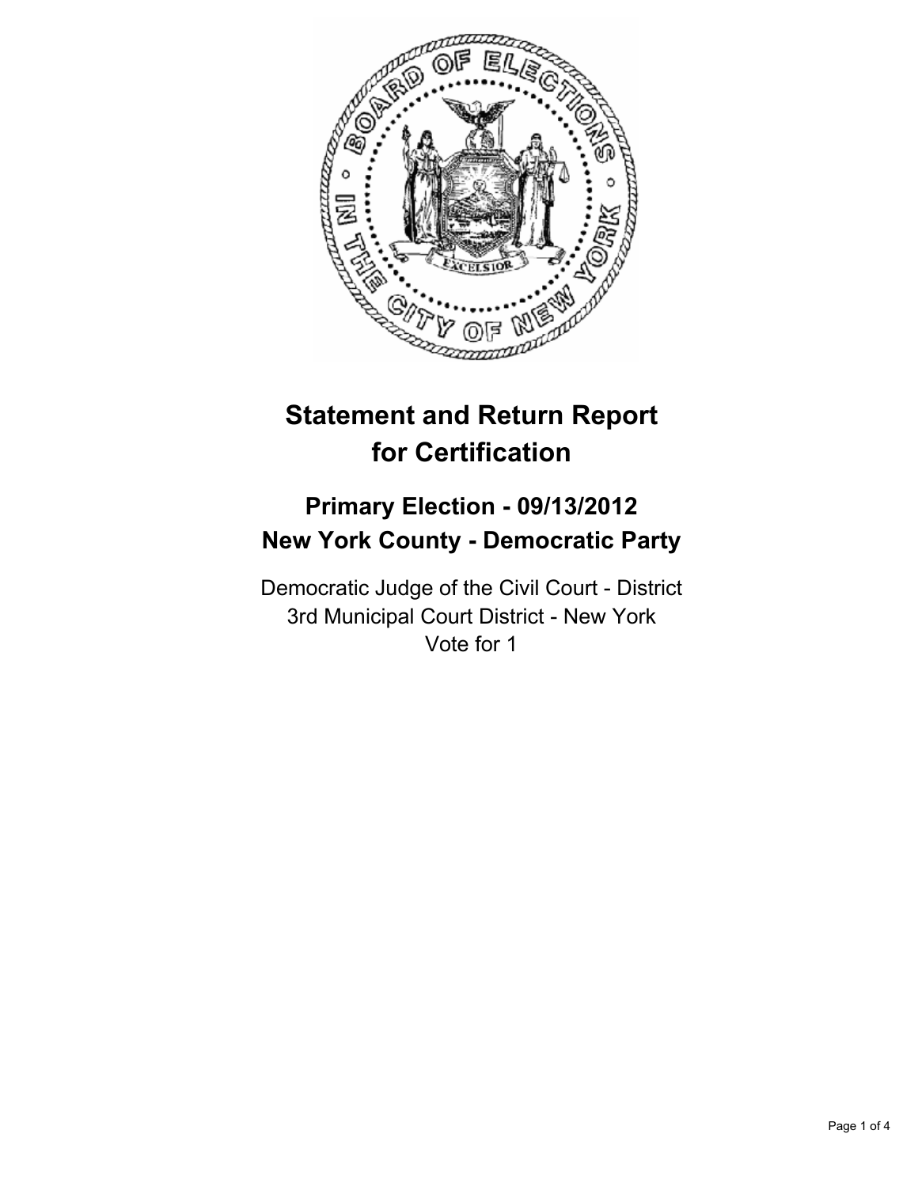# Statement and Return Report for Certification

## Primary Election - 09/13/2012
## New York County - Democratic Party

Democratic Judge of the Civil Court - District
3rd Municipal Court District - New York
Vote for 1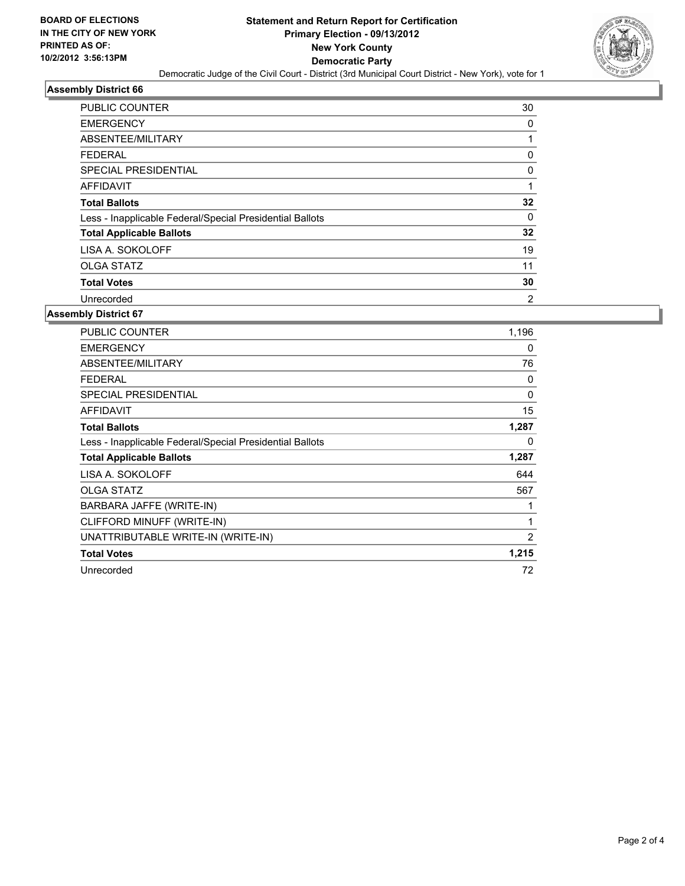**BOARD OF ELECTIONS IN THE CITY OF NEW YORK PRINTED AS OF: 10/2/2012 3:56:13PM**

# Statement and Return Report for Certification
## Primary Election - 09/13/2012
## New York County
## Democratic Party

Democratic Judge of the Civil Court - District (3rd Municipal Court District - New York), vote for 1

### Assembly District 66

| | |
|---|---|
| PUBLIC COUNTER | 30 |
| EMERGENCY | 0 |
| ABSENTEE/MILITARY | 1 |
| FEDERAL | 0 |
| SPECIAL PRESIDENTIAL | 0 |
| AFFIDAVIT | 1 |
| **Total Ballots** | **32** |
| Less - Inapplicable Federal/Special Presidential Ballots | 0 |
| **Total Applicable Ballots** | **32** |
| LISA A. SOKOLOFF | 19 |
| OLGA STATZ | 11 |
| **Total Votes** | **30** |
| Unrecorded | 2 |

### Assembly District 67

| | |
|---|---|
| PUBLIC COUNTER | 1,196 |
| EMERGENCY | 0 |
| ABSENTEE/MILITARY | 76 |
| FEDERAL | 0 |
| SPECIAL PRESIDENTIAL | 0 |
| AFFIDAVIT | 15 |
| **Total Ballots** | **1,287** |
| Less - Inapplicable Federal/Special Presidential Ballots | 0 |
| **Total Applicable Ballots** | **1,287** |
| LISA A. SOKOLOFF | 644 |
| OLGA STATZ | 567 |
| BARBARA JAFFE (WRITE-IN) | 1 |
| CLIFFORD MINUFF (WRITE-IN) | 1 |
| UNATTRIBUTABLE WRITE-IN (WRITE-IN) | 2 |
| **Total Votes** | **1,215** |
| Unrecorded | 72 |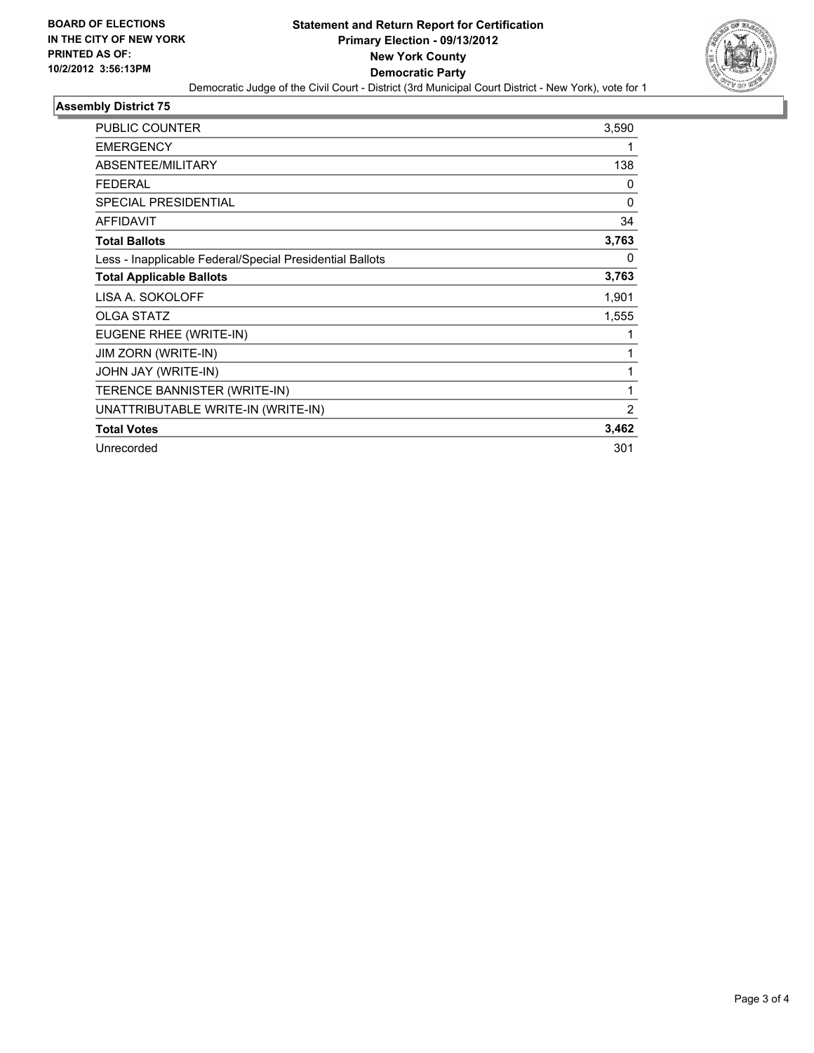**BOARD OF ELECTIONS IN THE CITY OF NEW YORK PRINTED AS OF: 10/2/2012 3:56:13PM**

# Statement and Return Report for Certification
## Primary Election - 09/13/2012
## New York County
## Democratic Party

Democratic Judge of the Civil Court - District (3rd Municipal Court District - New York), vote for 1

### Assembly District 75

| | |
|---|---|
| PUBLIC COUNTER | 3,590 |
| EMERGENCY | 1 |
| ABSENTEE/MILITARY | 138 |
| FEDERAL | 0 |
| SPECIAL PRESIDENTIAL | 0 |
| AFFIDAVIT | 34 |
| **Total Ballots** | **3,763** |
| Less - Inapplicable Federal/Special Presidential Ballots | 0 |
| **Total Applicable Ballots** | **3,763** |
| LISA A. SOKOLOFF | 1,901 |
| OLGA STATZ | 1,555 |
| EUGENE RHEE (WRITE-IN) | 1 |
| JIM ZORN (WRITE-IN) | 1 |
| JOHN JAY (WRITE-IN) | 1 |
| TERENCE BANNISTER (WRITE-IN) | 1 |
| UNATTRIBUTABLE WRITE-IN (WRITE-IN) | 2 |
| **Total Votes** | **3,462** |
| Unrecorded | 301 |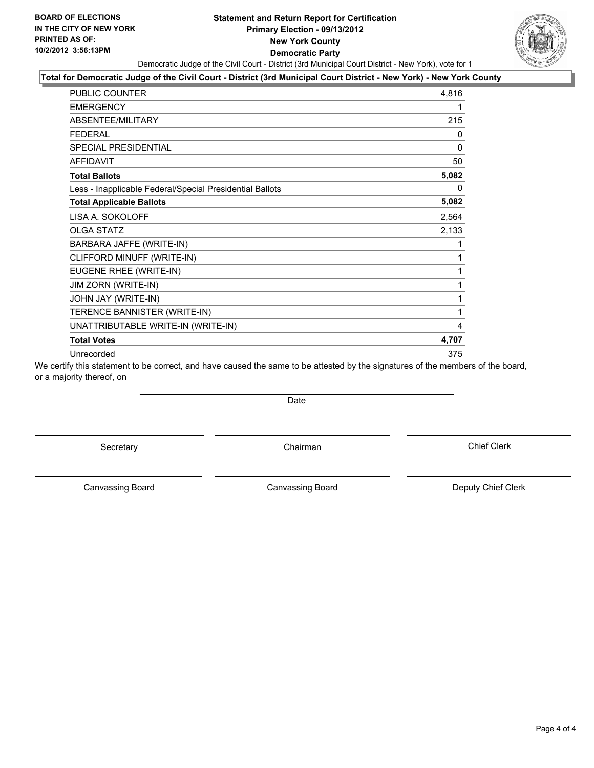**BOARD OF ELECTIONS IN THE CITY OF NEW YORK PRINTED AS OF: 10/2/2012 3:56:13PM**

# Statement and Return Report for Certification
## Primary Election - 09/13/2012
## New York County
## Democratic Party

Democratic Judge of the Civil Court - District (3rd Municipal Court District - New York), vote for 1

**Total for Democratic Judge of the Civil Court - District (3rd Municipal Court District - New York) - New York County**

| | |
|---|---|
| PUBLIC COUNTER | 4,816 |
| EMERGENCY | 1 |
| ABSENTEE/MILITARY | 215 |
| FEDERAL | 0 |
| SPECIAL PRESIDENTIAL | 0 |
| AFFIDAVIT | 50 |
| **Total Ballots** | **5,082** |
| Less - Inapplicable Federal/Special Presidential Ballots | 0 |
| **Total Applicable Ballots** | **5,082** |
| LISA A. SOKOLOFF | 2,564 |
| OLGA STATZ | 2,133 |
| BARBARA JAFFE (WRITE-IN) | 1 |
| CLIFFORD MINUFF (WRITE-IN) | 1 |
| EUGENE RHEE (WRITE-IN) | 1 |
| JIM ZORN (WRITE-IN) | 1 |
| JOHN JAY (WRITE-IN) | 1 |
| TERENCE BANNISTER (WRITE-IN) | 1 |
| UNATTRIBUTABLE WRITE-IN (WRITE-IN) | 4 |
| **Total Votes** | **4,707** |
| Unrecorded | 375 |

We certify this statement to be correct, and have caused the same to be attested by the signatures of the members of the board, or a majority thereof, on

Date

Secretary | Chairman | Chief Clerk

Canvassing Board | Canvassing Board | Deputy Chief Clerk